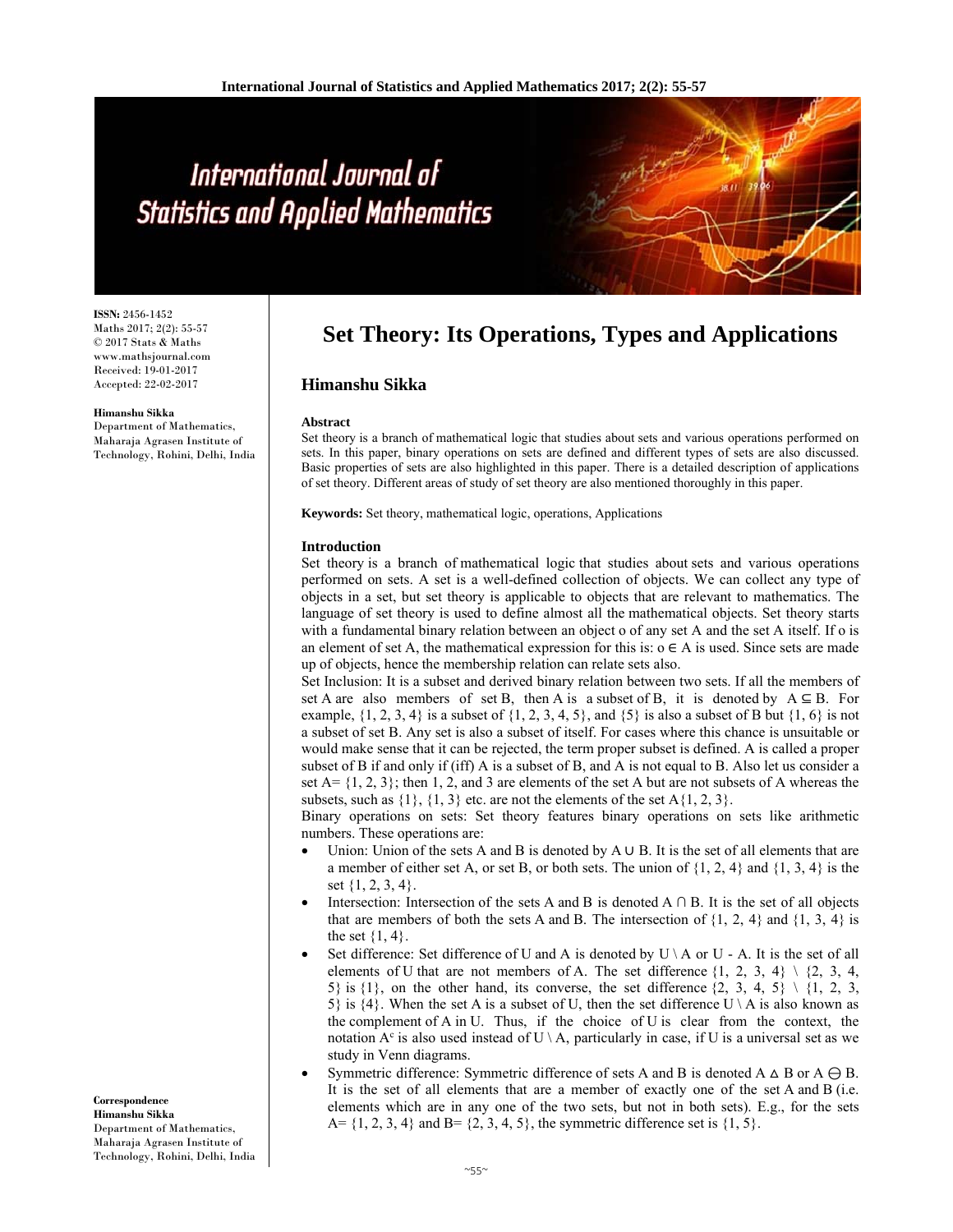# Set Theory: Its Operations, Types and Applications

## Himanshu Sikka

ISSN: 2456-1452
Maths 2017; 2(2): 55-57
© 2017 Stats & Maths
www.mathsjournal.com
Received: 19-01-2017
Accepted: 22-02-2017

**Himanshu Sikka**
Department of Mathematics, Maharaja Agrasen Institute of Technology, Rohini, Delhi, India

**Correspondence**
**Himanshu Sikka**
Department of Mathematics, Maharaja Agrasen Institute of Technology, Rohini, Delhi, India

### Abstract

Set theory is a branch of mathematical logic that studies about sets and various operations performed on sets. In this paper, binary operations on sets are defined and different types of sets are also discussed. Basic properties of sets are also highlighted in this paper. There is a detailed description of applications of set theory. Different areas of study of set theory are also mentioned thoroughly in this paper.

**Keywords:** Set theory, mathematical logic, operations, Applications

### Introduction

Set theory is a branch of mathematical logic that studies about sets and various operations performed on sets. A set is a well-defined collection of objects. We can collect any type of objects in a set, but set theory is applicable to objects that are relevant to mathematics. The language of set theory is used to define almost all the mathematical objects. Set theory starts with a fundamental binary relation between an object o of any set A and the set A itself. If o is an element of set A, the mathematical expression for this is: $o \in A$ is used. Since sets are made up of objects, hence the membership relation can relate sets also.

Set Inclusion: It is a subset and derived binary relation between two sets. If all the members of set A are also members of set B, then A is a subset of B, it is denoted by $A \subseteq B$. For example, {1, 2, 3, 4} is a subset of {1, 2, 3, 4, 5}, and {5} is also a subset of B but {1, 6} is not a subset of set B. Any set is also a subset of itself. For cases where this chance is unsuitable or would make sense that it can be rejected, the term proper subset is defined. A is called a proper subset of B if and only if (iff) A is a subset of B, and A is not equal to B. Also let us consider a set A= {1, 2, 3}; then 1, 2, and 3 are elements of the set A but are not subsets of A whereas the subsets, such as {1}, {1, 3} etc. are not the elements of the set A{1, 2, 3}.

Binary operations on sets: Set theory features binary operations on sets like arithmetic numbers. These operations are:

- Union: Union of the sets A and B is denoted by $A \cup B$. It is the set of all elements that are a member of either set A, or set B, or both sets. The union of {1, 2, 4} and {1, 3, 4} is the set {1, 2, 3, 4}.
- Intersection: Intersection of the sets A and B is denoted $A \cap B$. It is the set of all objects that are members of both the sets A and B. The intersection of {1, 2, 4} and {1, 3, 4} is the set {1, 4}.
- Set difference: Set difference of U and A is denoted by $U \setminus A$ or U - A. It is the set of all elements of U that are not members of A. The set difference $\{1, 2, 3, 4\} \setminus \{2, 3, 4, 5\}$ is {1}, on the other hand, its converse, the set difference $\{2, 3, 4, 5\} \setminus \{1, 2, 3, 5\}$ is {4}. When the set A is a subset of U, then the set difference $U \setminus A$ is also known as the complement of A in U. Thus, if the choice of U is clear from the context, the notation $A^c$ is also used instead of $U \setminus A$, particularly in case, if U is a universal set as we study in Venn diagrams.
- Symmetric difference: Symmetric difference of sets A and B is denoted $A \vartriangle B$ or $A \ominus B$. It is the set of all elements that are a member of exactly one of the set A and B (i.e. elements which are in any one of the two sets, but not in both sets). E.g., for the sets A= {1, 2, 3, 4} and B= {2, 3, 4, 5}, the symmetric difference set is {1, 5}.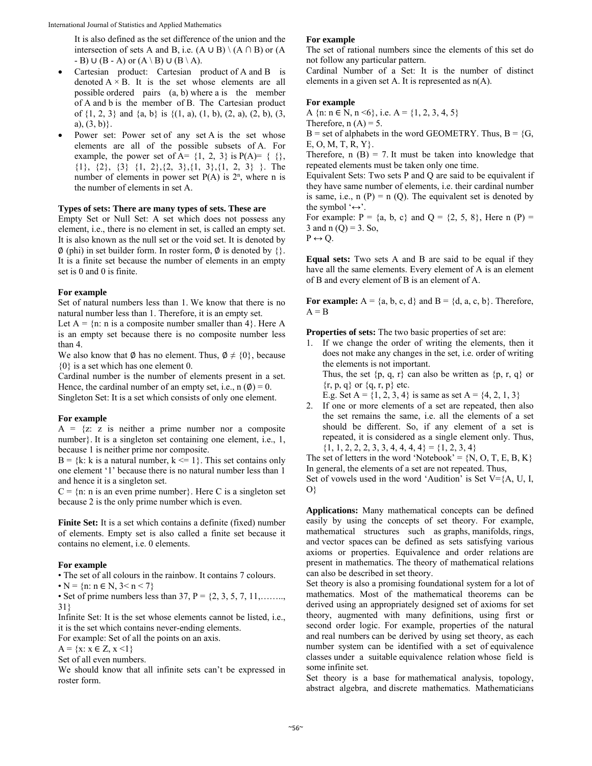It is also defined as the set difference of the union and the intersection of sets A and B, i.e. $(A \cup B) \setminus (A \cap B)$ or $(A - B) \cup (B - A)$ or $(A \setminus B) \cup (B \setminus A)$.

- Cartesian product: Cartesian product of A and B is denoted $A \times B$. It is the set whose elements are all possible ordered pairs (a, b) where a is the member of A and b is the member of B. The Cartesian product of {1, 2, 3} and {a, b} is {(1, a), (1, b), (2, a), (2, b), (3, a), (3, b)}.
- Power set: Power set of any set A is the set whose elements are all of the possible subsets of A. For example, the power set of A= {1, 2, 3} is P(A)= { {}, {1}, {2}, {3} {1, 2},{2, 3},{1, 3},{1, 2, 3} }. The number of elements in power set P(A) is $2^n$, where n is the number of elements in set A.

**Types of sets: There are many types of sets. These are**

Empty Set or Null Set: A set which does not possess any element, i.e., there is no element in set, is called an empty set. It is also known as the null set or the void set. It is denoted by ∅ (phi) in set builder form. In roster form, ∅ is denoted by {}. It is a finite set because the number of elements in an empty set is 0 and 0 is finite.

**For example**

Set of natural numbers less than 1. We know that there is no natural number less than 1. Therefore, it is an empty set.

Let A = {n: n is a composite number smaller than 4}. Here A is an empty set because there is no composite number less than 4.

We also know that ∅ has no element. Thus, ∅ ≠ {0}, because {0} is a set which has one element 0.

Cardinal number is the number of elements present in a set. Hence, the cardinal number of an empty set, i.e., n (∅) = 0.

Singleton Set: It is a set which consists of only one element.

**For example**

A = {z: z is neither a prime number nor a composite number}. It is a singleton set containing one element, i.e., 1, because 1 is neither prime nor composite.

B = {k: k is a natural number, k <= 1}. This set contains only one element '1' because there is no natural number less than 1 and hence it is a singleton set.

C = {n: n is an even prime number}. Here C is a singleton set because 2 is the only prime number which is even.

**Finite Set:** It is a set which contains a definite (fixed) number of elements. Empty set is also called a finite set because it contains no element, i.e. 0 elements.

**For example**

- The set of all colours in the rainbow. It contains 7 colours.
- N = {n: n ∈ N, 3< n < 7}
- Set of prime numbers less than 37, P = {2, 3, 5, 7, 11,…….., 31}

Infinite Set: It is the set whose elements cannot be listed, i.e., it is the set which contains never-ending elements.

For example: Set of all the points on an axis.

A = {x: x ∈ Z, x <1}

Set of all even numbers.

We should know that all infinite sets can't be expressed in roster form.

**For example**

The set of rational numbers since the elements of this set do not follow any particular pattern.

Cardinal Number of a Set: It is the number of distinct elements in a given set A. It is represented as n(A).

**For example**

A {n: n ∈ N, n <6}, i.e. A = {1, 2, 3, 4, 5}

Therefore, n (A) = 5.

B = set of alphabets in the word GEOMETRY. Thus, B = {G, E, O, M, T, R, Y}.

Therefore, n (B) = 7. It must be taken into knowledge that repeated elements must be taken only one time.

Equivalent Sets: Two sets P and Q are said to be equivalent if they have same number of elements, i.e. their cardinal number is same, i.e., n (P) = n (Q). The equivalent set is denoted by the symbol '↔'.

For example: P = {a, b, c} and Q = {2, 5, 8}, Here n (P) = 3 and n (Q) = 3. So,

P ↔ Q.

**Equal sets:** Two sets A and B are said to be equal if they have all the same elements. Every element of A is an element of B and every element of B is an element of A.

**For example:** A = {a, b, c, d} and B = {d, a, c, b}. Therefore, A = B

**Properties of sets:** The two basic properties of set are:

1. If we change the order of writing the elements, then it does not make any changes in the set, i.e. order of writing the elements is not important.
   Thus, the set {p, q, r} can also be written as {p, r, q} or {r, p, q} or {q, r, p} etc.
   E.g. Set A = {1, 2, 3, 4} is same as set A = {4, 2, 1, 3}
2. If one or more elements of a set are repeated, then also the set remains the same, i.e. all the elements of a set should be different. So, if any element of a set is repeated, it is considered as a single element only. Thus, {1, 1, 2, 2, 2, 3, 3, 4, 4, 4} = {1, 2, 3, 4}

The set of letters in the word 'Notebook' = {N, O, T, E, B, K}

In general, the elements of a set are not repeated. Thus,

Set of vowels used in the word 'Audition' is Set V={A, U, I, O}

**Applications:** Many mathematical concepts can be defined easily by using the concepts of set theory. For example, mathematical structures such as graphs, manifolds, rings, and vector spaces can be defined as sets satisfying various axioms or properties. Equivalence and order relations are present in mathematics. The theory of mathematical relations can also be described in set theory.

Set theory is also a promising foundational system for a lot of mathematics. Most of the mathematical theorems can be derived using an appropriately designed set of axioms for set theory, augmented with many definitions, using first or second order logic. For example, properties of the natural and real numbers can be derived by using set theory, as each number system can be identified with a set of equivalence classes under a suitable equivalence relation whose field is some infinite set.

Set theory is a base for mathematical analysis, topology, abstract algebra, and discrete mathematics. Mathematicians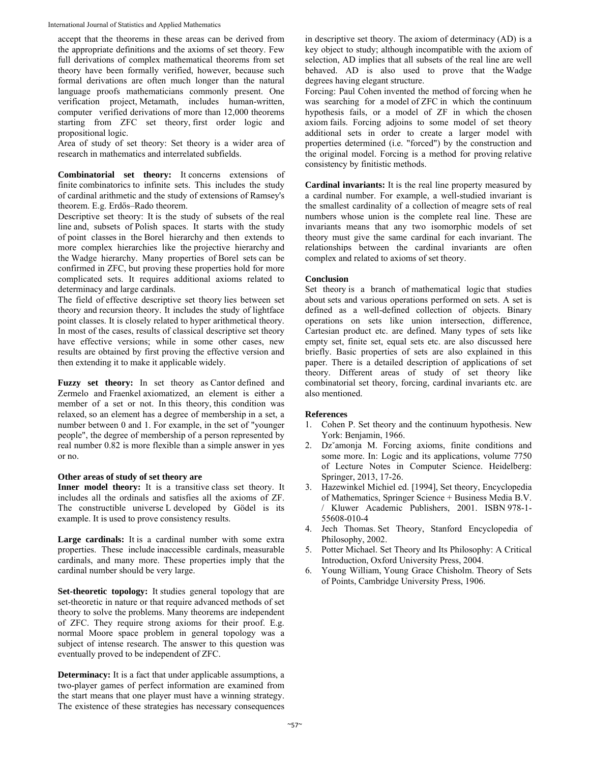accept that the theorems in these areas can be derived from the appropriate definitions and the axioms of set theory. Few full derivations of complex mathematical theorems from set theory have been formally verified, however, because such formal derivations are often much longer than the natural language proofs mathematicians commonly present. One verification project, Metamath, includes human-written, computer verified derivations of more than 12,000 theorems starting from ZFC set theory, first order logic and propositional logic.

Area of study of set theory: Set theory is a wider area of research in mathematics and interrelated subfields.

**Combinatorial set theory:** It concerns extensions of finite combinatorics to infinite sets. This includes the study of cardinal arithmetic and the study of extensions of Ramsey's theorem. E.g. Erdős–Rado theorem.

Descriptive set theory: It is the study of subsets of the real line and, subsets of Polish spaces. It starts with the study of point classes in the Borel hierarchy and then extends to more complex hierarchies like the projective hierarchy and the Wadge hierarchy. Many properties of Borel sets can be confirmed in ZFC, but proving these properties hold for more complicated sets. It requires additional axioms related to determinacy and large cardinals.

The field of effective descriptive set theory lies between set theory and recursion theory. It includes the study of lightface point classes. It is closely related to hyper arithmetical theory. In most of the cases, results of classical descriptive set theory have effective versions; while in some other cases, new results are obtained by first proving the effective version and then extending it to make it applicable widely.

**Fuzzy set theory:** In set theory as Cantor defined and Zermelo and Fraenkel axiomatized, an element is either a member of a set or not. In this theory, this condition was relaxed, so an element has a degree of membership in a set, a number between 0 and 1. For example, in the set of "younger people", the degree of membership of a person represented by real number 0.82 is more flexible than a simple answer in yes or no.

**Other areas of study of set theory are**

**Inner model theory:** It is a transitive class set theory. It includes all the ordinals and satisfies all the axioms of ZF. The constructible universe L developed by Gödel is its example. It is used to prove consistency results.

**Large cardinals:** It is a cardinal number with some extra properties. These include inaccessible cardinals, measurable cardinals, and many more. These properties imply that the cardinal number should be very large.

**Set-theoretic topology:** It studies general topology that are set-theoretic in nature or that require advanced methods of set theory to solve the problems. Many theorems are independent of ZFC. They require strong axioms for their proof. E.g. normal Moore space problem in general topology was a subject of intense research. The answer to this question was eventually proved to be independent of ZFC.

**Determinacy:** It is a fact that under applicable assumptions, a two-player games of perfect information are examined from the start means that one player must have a winning strategy. The existence of these strategies has necessary consequences in descriptive set theory. The axiom of determinacy (AD) is a key object to study; although incompatible with the axiom of selection, AD implies that all subsets of the real line are well behaved. AD is also used to prove that the Wadge degrees having elegant structure.

Forcing: Paul Cohen invented the method of forcing when he was searching for a model of ZFC in which the continuum hypothesis fails, or a model of ZF in which the chosen axiom fails. Forcing adjoins to some model of set theory additional sets in order to create a larger model with properties determined (i.e. "forced") by the construction and the original model. Forcing is a method for proving relative consistency by finitistic methods.

**Cardinal invariants:** It is the real line property measured by a cardinal number. For example, a well-studied invariant is the smallest cardinality of a collection of meagre sets of real numbers whose union is the complete real line. These are invariants means that any two isomorphic models of set theory must give the same cardinal for each invariant. The relationships between the cardinal invariants are often complex and related to axioms of set theory.

## Conclusion

Set theory is a branch of mathematical logic that studies about sets and various operations performed on sets. A set is defined as a well-defined collection of objects. Binary operations on sets like union intersection, difference, Cartesian product etc. are defined. Many types of sets like empty set, finite set, equal sets etc. are also discussed here briefly. Basic properties of sets are also explained in this paper. There is a detailed description of applications of set theory. Different areas of study of set theory like combinatorial set theory, forcing, cardinal invariants etc. are also mentioned.

## References

1. Cohen P. Set theory and the continuum hypothesis. New York: Benjamin, 1966.
2. Dzˇamonja M. Forcing axioms, finite conditions and some more. In: Logic and its applications, volume 7750 of Lecture Notes in Computer Science. Heidelberg: Springer, 2013, 17-26.
3. Hazewinkel Michiel ed. [1994], Set theory, Encyclopedia of Mathematics, Springer Science + Business Media B.V. / Kluwer Academic Publishers, 2001. ISBN 978-1-55608-010-4
4. Jech Thomas. Set Theory, Stanford Encyclopedia of Philosophy, 2002.
5. Potter Michael. Set Theory and Its Philosophy: A Critical Introduction, Oxford University Press, 2004.
6. Young William, Young Grace Chisholm. Theory of Sets of Points, Cambridge University Press, 1906.